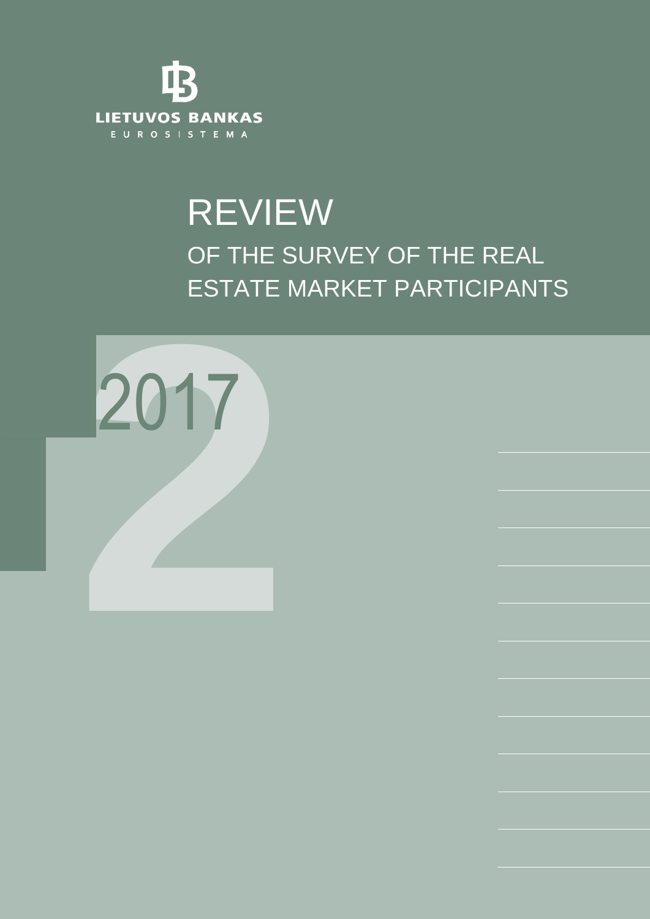LIETUVOS BANKAS

EUROSISTEMA

# REVIEW

## OF THE SURVEY OF THE REAL ESTATE MARKET PARTICIPANTS

2017

2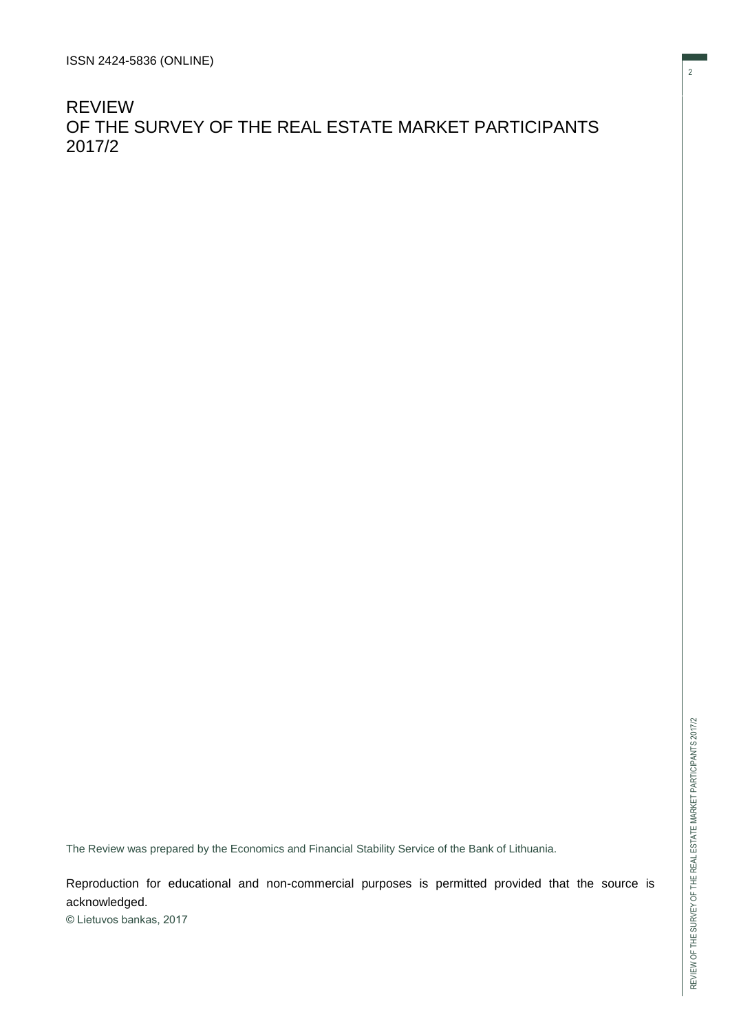ISSN 2424-5836 (ONLINE)

# REVIEW
# OF THE SURVEY OF THE REAL ESTATE MARKET PARTICIPANTS
# 2017/2

The Review was prepared by the Economics and Financial Stability Service of the Bank of Lithuania.

Reproduction for educational and non-commercial purposes is permitted provided that the source is acknowledged.

© Lietuvos bankas, 2017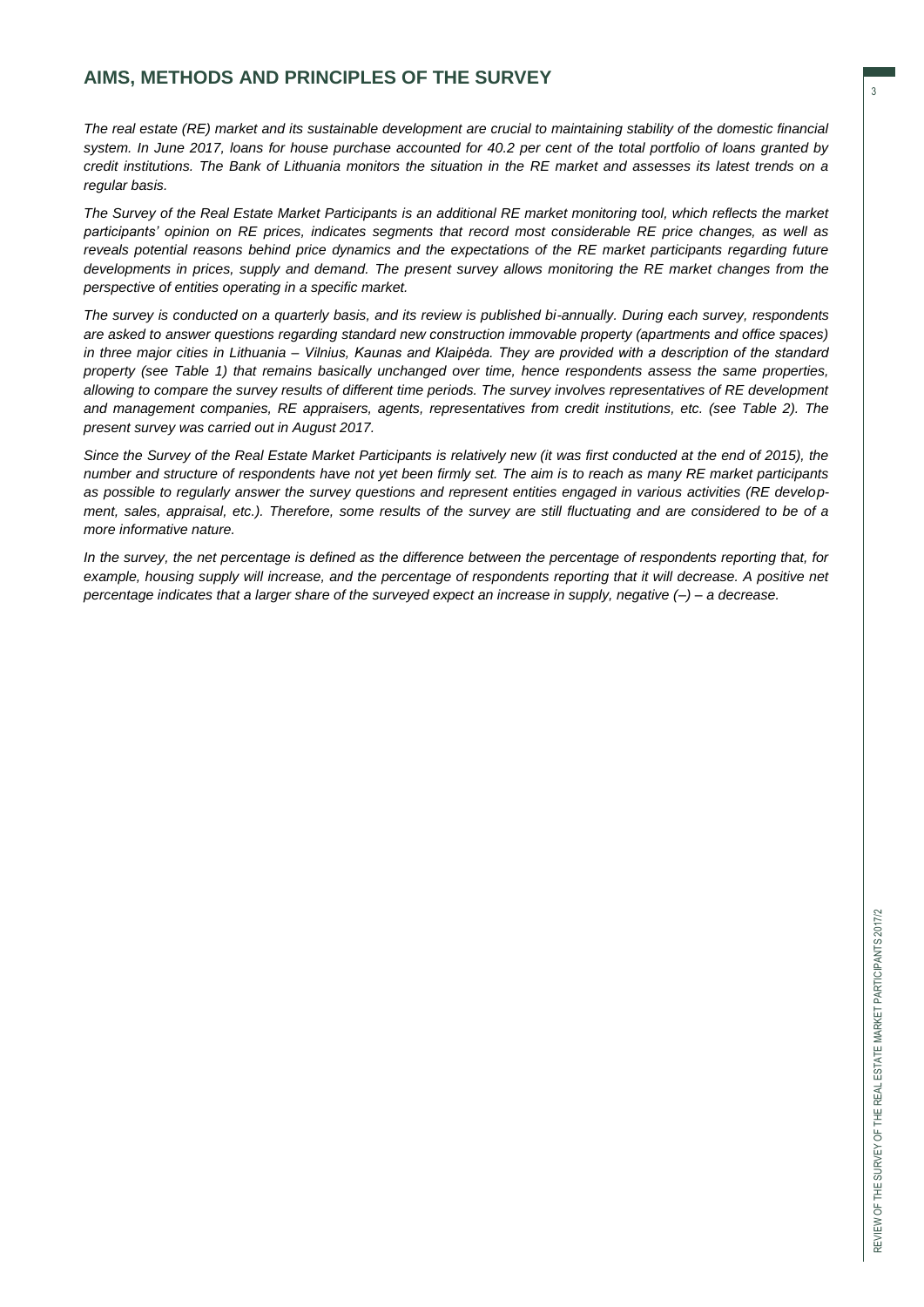## AIMS, METHODS AND PRINCIPLES OF THE SURVEY

*The real estate (RE) market and its sustainable development are crucial to maintaining stability of the domestic financial system. In June 2017, loans for house purchase accounted for 40.2 per cent of the total portfolio of loans granted by credit institutions. The Bank of Lithuania monitors the situation in the RE market and assesses its latest trends on a regular basis.*

*The Survey of the Real Estate Market Participants is an additional RE market monitoring tool, which reflects the market participants' opinion on RE prices, indicates segments that record most considerable RE price changes, as well as reveals potential reasons behind price dynamics and the expectations of the RE market participants regarding future developments in prices, supply and demand. The present survey allows monitoring the RE market changes from the perspective of entities operating in a specific market.*

*The survey is conducted on a quarterly basis, and its review is published bi-annually. During each survey, respondents are asked to answer questions regarding standard new construction immovable property (apartments and office spaces) in three major cities in Lithuania – Vilnius, Kaunas and Klaipėda. They are provided with a description of the standard property (see Table 1) that remains basically unchanged over time, hence respondents assess the same properties, allowing to compare the survey results of different time periods. The survey involves representatives of RE development and management companies, RE appraisers, agents, representatives from credit institutions, etc. (see Table 2). The present survey was carried out in August 2017.*

*Since the Survey of the Real Estate Market Participants is relatively new (it was first conducted at the end of 2015), the number and structure of respondents have not yet been firmly set. The aim is to reach as many RE market participants as possible to regularly answer the survey questions and represent entities engaged in various activities (RE development, sales, appraisal, etc.). Therefore, some results of the survey are still fluctuating and are considered to be of a more informative nature.*

*In the survey, the net percentage is defined as the difference between the percentage of respondents reporting that, for example, housing supply will increase, and the percentage of respondents reporting that it will decrease. A positive net percentage indicates that a larger share of the surveyed expect an increase in supply, negative (–) – a decrease.*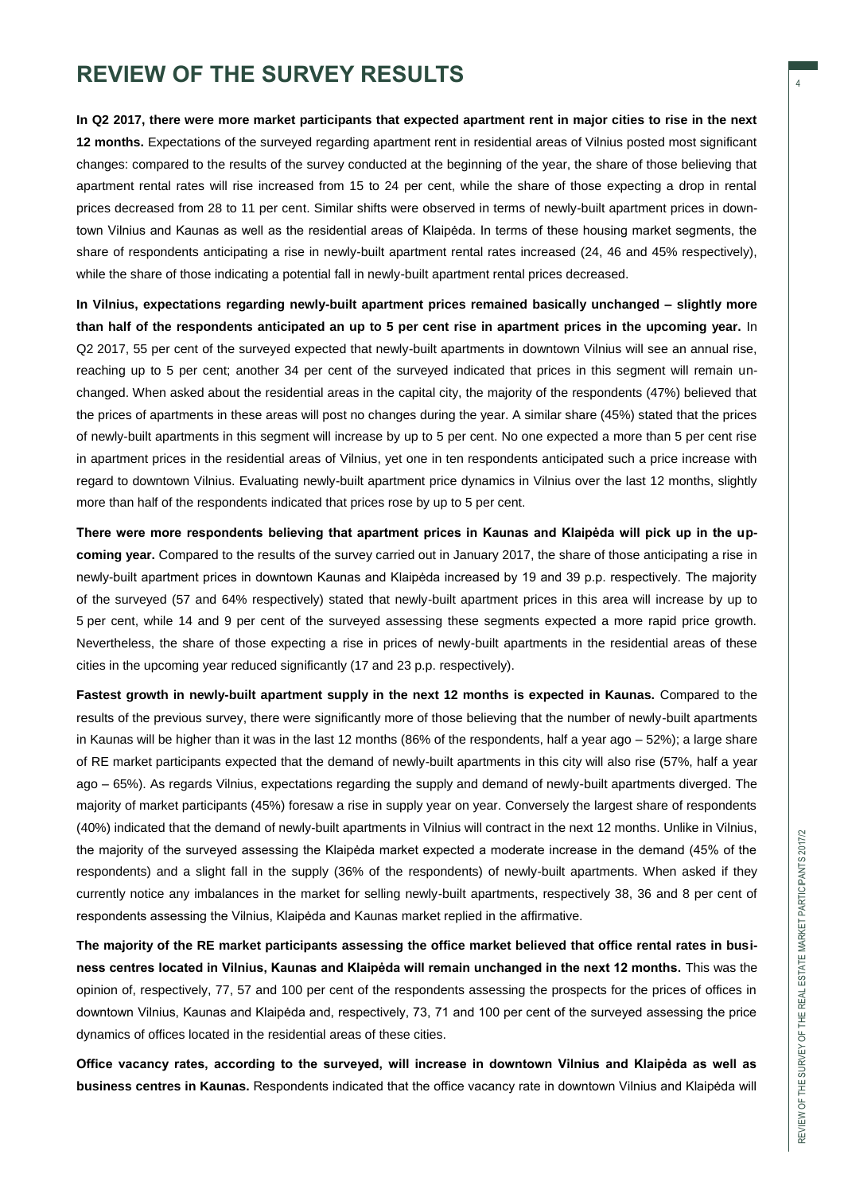# REVIEW OF THE SURVEY RESULTS

**In Q2 2017, there were more market participants that expected apartment rent in major cities to rise in the next 12 months.** Expectations of the surveyed regarding apartment rent in residential areas of Vilnius posted most significant changes: compared to the results of the survey conducted at the beginning of the year, the share of those believing that apartment rental rates will rise increased from 15 to 24 per cent, while the share of those expecting a drop in rental prices decreased from 28 to 11 per cent. Similar shifts were observed in terms of newly-built apartment prices in downtown Vilnius and Kaunas as well as the residential areas of Klaipėda. In terms of these housing market segments, the share of respondents anticipating a rise in newly-built apartment rental rates increased (24, 46 and 45% respectively), while the share of those indicating a potential fall in newly-built apartment rental prices decreased.

**In Vilnius, expectations regarding newly-built apartment prices remained basically unchanged – slightly more than half of the respondents anticipated an up to 5 per cent rise in apartment prices in the upcoming year.** In Q2 2017, 55 per cent of the surveyed expected that newly-built apartments in downtown Vilnius will see an annual rise, reaching up to 5 per cent; another 34 per cent of the surveyed indicated that prices in this segment will remain unchanged. When asked about the residential areas in the capital city, the majority of the respondents (47%) believed that the prices of apartments in these areas will post no changes during the year. A similar share (45%) stated that the prices of newly-built apartments in this segment will increase by up to 5 per cent. No one expected a more than 5 per cent rise in apartment prices in the residential areas of Vilnius, yet one in ten respondents anticipated such a price increase with regard to downtown Vilnius. Evaluating newly-built apartment price dynamics in Vilnius over the last 12 months, slightly more than half of the respondents indicated that prices rose by up to 5 per cent.

**There were more respondents believing that apartment prices in Kaunas and Klaipėda will pick up in the upcoming year.** Compared to the results of the survey carried out in January 2017, the share of those anticipating a rise in newly-built apartment prices in downtown Kaunas and Klaipėda increased by 19 and 39 p.p. respectively. The majority of the surveyed (57 and 64% respectively) stated that newly-built apartment prices in this area will increase by up to 5 per cent, while 14 and 9 per cent of the surveyed assessing these segments expected a more rapid price growth. Nevertheless, the share of those expecting a rise in prices of newly-built apartments in the residential areas of these cities in the upcoming year reduced significantly (17 and 23 p.p. respectively).

**Fastest growth in newly-built apartment supply in the next 12 months is expected in Kaunas.** Compared to the results of the previous survey, there were significantly more of those believing that the number of newly-built apartments in Kaunas will be higher than it was in the last 12 months (86% of the respondents, half a year ago – 52%); a large share of RE market participants expected that the demand of newly-built apartments in this city will also rise (57%, half a year ago – 65%). As regards Vilnius, expectations regarding the supply and demand of newly-built apartments diverged. The majority of market participants (45%) foresaw a rise in supply year on year. Conversely the largest share of respondents (40%) indicated that the demand of newly-built apartments in Vilnius will contract in the next 12 months. Unlike in Vilnius, the majority of the surveyed assessing the Klaipėda market expected a moderate increase in the demand (45% of the respondents) and a slight fall in the supply (36% of the respondents) of newly-built apartments. When asked if they currently notice any imbalances in the market for selling newly-built apartments, respectively 38, 36 and 8 per cent of respondents assessing the Vilnius, Klaipėda and Kaunas market replied in the affirmative.

**The majority of the RE market participants assessing the office market believed that office rental rates in business centres located in Vilnius, Kaunas and Klaipėda will remain unchanged in the next 12 months.** This was the opinion of, respectively, 77, 57 and 100 per cent of the respondents assessing the prospects for the prices of offices in downtown Vilnius, Kaunas and Klaipėda and, respectively, 73, 71 and 100 per cent of the surveyed assessing the price dynamics of offices located in the residential areas of these cities.

**Office vacancy rates, according to the surveyed, will increase in downtown Vilnius and Klaipėda as well as business centres in Kaunas.** Respondents indicated that the office vacancy rate in downtown Vilnius and Klaipėda will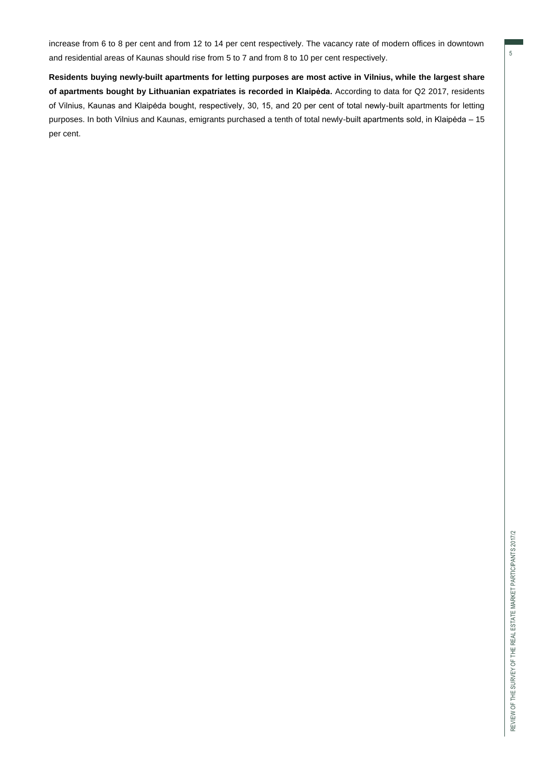increase from 6 to 8 per cent and from 12 to 14 per cent respectively. The vacancy rate of modern offices in downtown and residential areas of Kaunas should rise from 5 to 7 and from 8 to 10 per cent respectively.

**Residents buying newly-built apartments for letting purposes are most active in Vilnius, while the largest share of apartments bought by Lithuanian expatriates is recorded in Klaipėda.** According to data for Q2 2017, residents of Vilnius, Kaunas and Klaipėda bought, respectively, 30, 15, and 20 per cent of total newly-built apartments for letting purposes. In both Vilnius and Kaunas, emigrants purchased a tenth of total newly-built apartments sold, in Klaipėda – 15 per cent.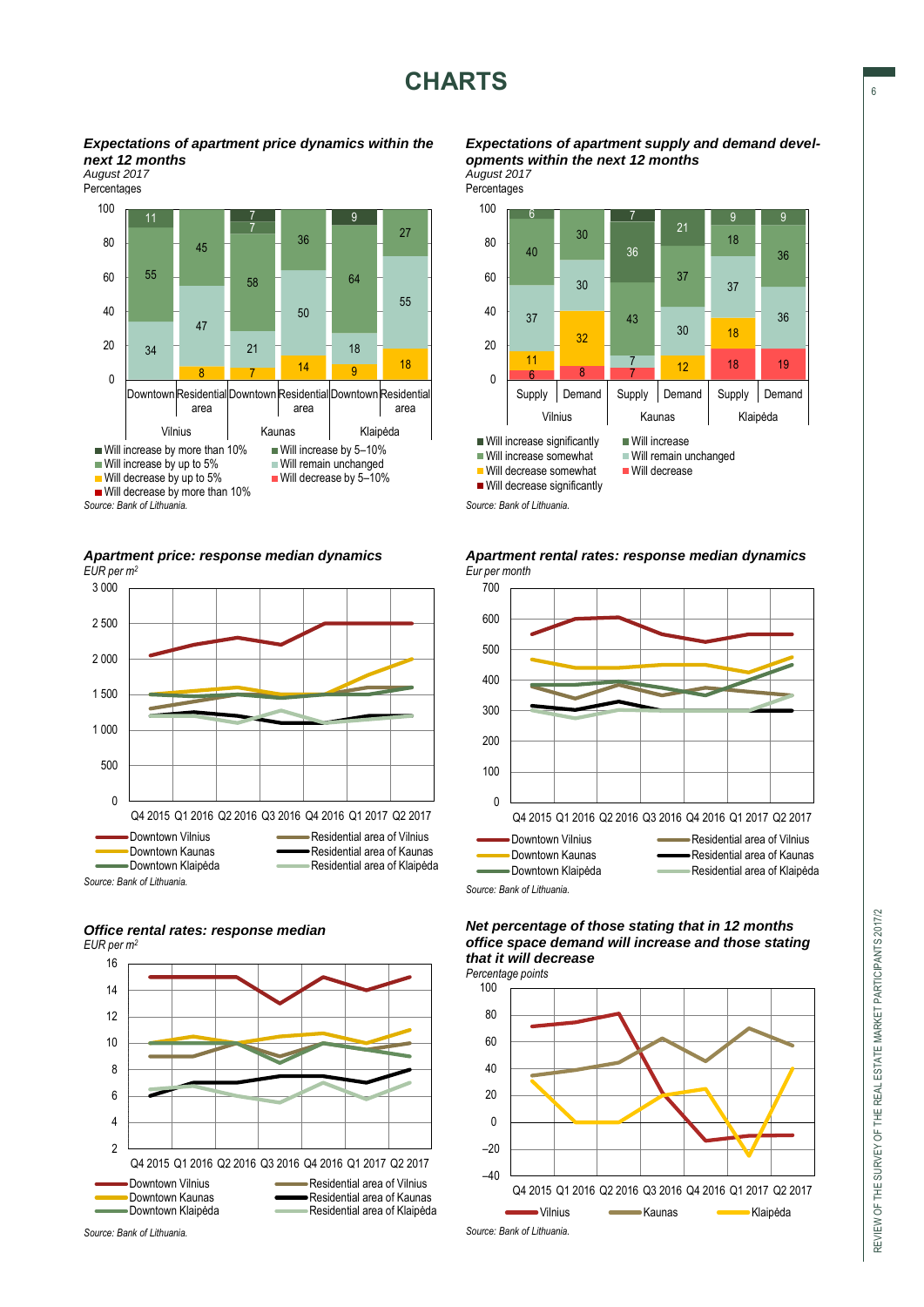# CHARTS

### *Expectations of apartment price dynamics within the next 12 months*

*August 2017*

Percentages

| | Vilnius Downtown | Vilnius Residential area | Kaunas Downtown | Kaunas Residential area | Klaipėda Downtown | Klaipėda Residential area |
|---|---|---|---|---|---|---|
| Will increase by more than 10% | | | 7 | | | |
| Will increase by 5–10% | 11 | | 7 | | 9 | |
| Will increase by up to 5% | 55 | 45 | 58 | 36 | 64 | 27 |
| Will remain unchanged | 34 | 47 | 21 | 50 | 18 | 55 |
| Will decrease by up to 5% | | 8 | 7 | 14 | 9 | 18 |
| Will decrease by 5–10% | | | | | | |
| Will decrease by more than 10% | | | | | | |

*Source: Bank of Lithuania.*

### *Expectations of apartment supply and demand developments within the next 12 months*

*August 2017*

Percentages

| | Vilnius Supply | Vilnius Demand | Kaunas Supply | Kaunas Demand | Klaipėda Supply | Klaipėda Demand |
|---|---|---|---|---|---|---|
| Will increase significantly | | | 7 | | | |
| Will increase | 6 | | 36 | 21 | 9 | 9 |
| Will increase somewhat | 40 | 30 | 43 | 37 | 18 | 36 |
| Will remain unchanged | 37 | 30 | 7 | 30 | 37 | 36 |
| Will decrease somewhat | 11 | 32 | | 12 | 18 | |
| Will decrease | 6 | 8 | 7 | | 18 | 19 |
| Will decrease significantly | | | | | | |

*Source: Bank of Lithuania.*

### *Apartment price: response median dynamics*

*EUR per m²*

Series: Downtown Vilnius, Downtown Kaunas, Downtown Klaipėda, Residential area of Vilnius, Residential area of Kaunas, Residential area of Klaipėda (Q4 2015 – Q2 2017)

*Source: Bank of Lithuania.*

### *Apartment rental rates: response median dynamics*

*Eur per month*

Series: Downtown Vilnius, Downtown Kaunas, Downtown Klaipėda, Residential area of Vilnius, Residential area of Kaunas, Residential area of Klaipėda (Q4 2015 – Q2 2017)

*Source: Bank of Lithuania.*

### *Office rental rates: response median*

*EUR per m²*

Series: Downtown Vilnius, Downtown Kaunas, Downtown Klaipėda, Residential area of Vilnius, Residential area of Kaunas, Residential area of Klaipėda (Q4 2015 – Q2 2017)

*Source: Bank of Lithuania.*

### *Net percentage of those stating that in 12 months office space demand will increase and those stating that it will decrease*

*Percentage points*

Series: Vilnius, Kaunas, Klaipėda (Q4 2015 – Q2 2017)

*Source: Bank of Lithuania.*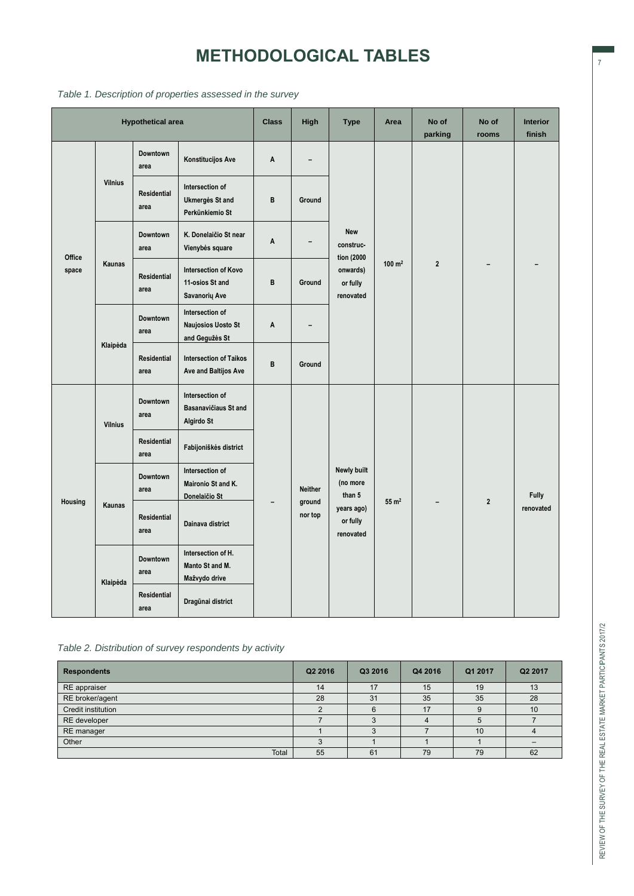# METHODOLOGICAL TABLES

*Table 1. Description of properties assessed in the survey*

| Hypothetical area | | | | Class | High | Type | Area | No of parking | No of rooms | Interior finish |
|---|---|---|---|---|---|---|---|---|---|---|
| Office space | Vilnius | Downtown area | Konstitucijos Ave | A | – | New construc-tion (2000 onwards) or fully renovated | 100 m² | 2 | – | – |
| | | Residential area | Intersection of Ukmergės St and Perkūnkiemio St | B | Ground | | | | | |
| | Kaunas | Downtown area | K. Donelaičio St near Vienybės square | A | – | | | | | |
| | | Residential area | Intersection of Kovo 11-osios St and Savanorių Ave | B | Ground | | | | | |
| | Klaipėda | Downtown area | Intersection of Naujosios Uosto St and Gegužės St | A | – | | | | | |
| | | Residential area | Intersection of Taikos Ave and Baltijos Ave | B | Ground | | | | | |
| Housing | Vilnius | Downtown area | Intersection of Basanavičiaus St and Algirdo St | – | Neither ground nor top | Newly built (no more than 5 years ago) or fully renovated | 55 m² | – | 2 | Fully renovated |
| | | Residential area | Fabijoniškės district | | | | | | | |
| | Kaunas | Downtown area | Intersection of Maironio St and K. Donelaičio St | | | | | | | |
| | | Residential area | Dainava district | | | | | | | |
| | Klaipėda | Downtown area | Intersection of H. Manto St and M. Mažvydo drive | | | | | | | |
| | | Residential area | Dragūnai district | | | | | | | |

*Table 2. Distribution of survey respondents by activity*

| Respondents | Q2 2016 | Q3 2016 | Q4 2016 | Q1 2017 | Q2 2017 |
|---|---|---|---|---|---|
| RE appraiser | 14 | 17 | 15 | 19 | 13 |
| RE broker/agent | 28 | 31 | 35 | 35 | 28 |
| Credit institution | 2 | 6 | 17 | 9 | 10 |
| RE developer | 7 | 3 | 4 | 5 | 7 |
| RE manager | 1 | 3 | 7 | 10 | 4 |
| Other | 3 | 1 | 1 | 1 | – |
| Total | 55 | 61 | 79 | 79 | 62 |